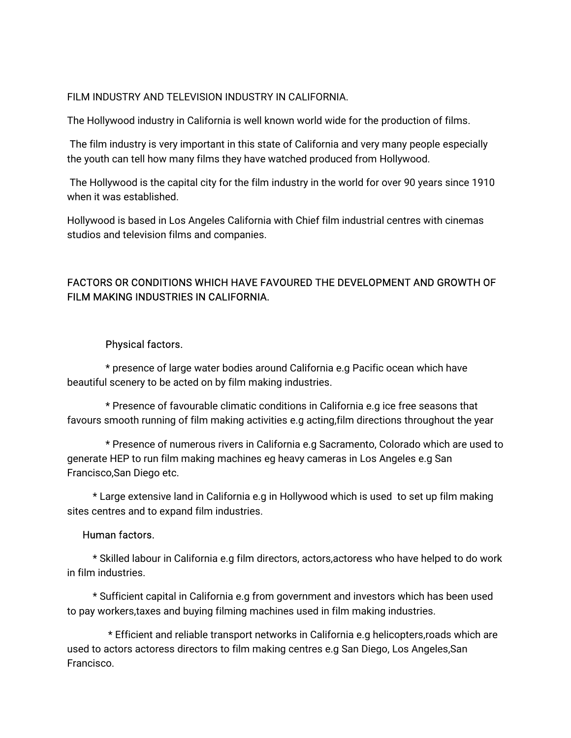# FILM INDUSTRY AND TELEVISION INDUSTRY IN CALIFORNIA.

The Hollywood industry in California is well known world wide for the production of films.

The film industry is very important in this state of California and very many people especially the youth can tell how many films they have watched produced from Hollywood.

The Hollywood is the capital city for the film industry in the world for over 90 years since 1910 when it was established.

Hollywood is based in Los Angeles California with Chief film industrial centres with cinemas studios and television films and companies.

## FACTORS OR CONDITIONS WHICH HAVE FAVOURED THE DEVELOPMENT AND GROWTH OF FILM MAKING INDUSTRIES IN CALIFORNIA.

### Physical factors.

* presence of large water bodies around California e.g Pacific ocean which have beautiful scenery to be acted on by film making industries.

* Presence of favourable climatic conditions in California e.g ice free seasons that favours smooth running of film making activities e.g acting,film directions throughout the year

* Presence of numerous rivers in California e.g Sacramento, Colorado which are used to generate HEP to run film making machines eg heavy cameras in Los Angeles e.g San Francisco,San Diego etc.

* Large extensive land in California e.g in Hollywood which is used to set up film making sites centres and to expand film industries.

### Human factors.

* Skilled labour in California e.g film directors, actors,actoress who have helped to do work in film industries.

* Sufficient capital in California e.g from government and investors which has been used to pay workers,taxes and buying filming machines used in film making industries.

* Efficient and reliable transport networks in California e.g helicopters,roads which are used to actors actoress directors to film making centres e.g San Diego, Los Angeles,San Francisco.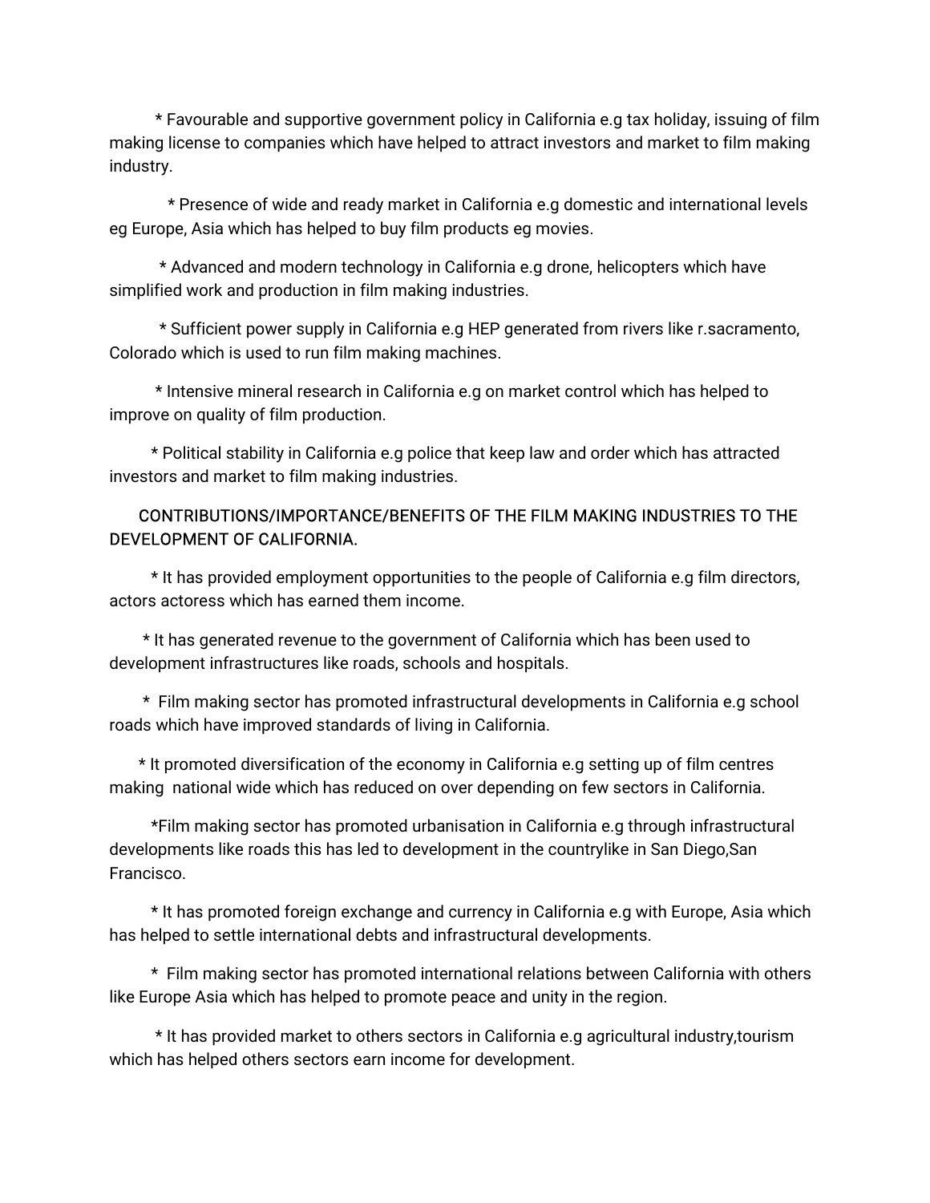* Favourable and supportive government policy in California e.g tax holiday, issuing of film making license to companies which have helped to attract investors and market to film making industry.

* Presence of wide and ready market in California e.g domestic and international levels eg Europe, Asia which has helped to buy film products eg movies.

* Advanced and modern technology in California e.g drone, helicopters which have simplified work and production in film making industries.

* Sufficient power supply in California e.g HEP generated from rivers like r.sacramento, Colorado which is used to run film making machines.

* Intensive mineral research in California e.g on market control which has helped to improve on quality of film production.

* Political stability in California e.g police that keep law and order which has attracted investors and market to film making industries.

CONTRIBUTIONS/IMPORTANCE/BENEFITS OF THE FILM MAKING INDUSTRIES TO THE DEVELOPMENT OF CALIFORNIA.

* It has provided employment opportunities to the people of California e.g film directors, actors actoress which has earned them income.

* It has generated revenue to the government of California which has been used to development infrastructures like roads, schools and hospitals.

* Film making sector has promoted infrastructural developments in California e.g school roads which have improved standards of living in California.

* It promoted diversification of the economy in California e.g setting up of film centres making national wide which has reduced on over depending on few sectors in California.

* Film making sector has promoted urbanisation in California e.g through infrastructural developments like roads this has led to development in the countrylike in San Diego,San Francisco.

* It has promoted foreign exchange and currency in California e.g with Europe, Asia which has helped to settle international debts and infrastructural developments.

* Film making sector has promoted international relations between California with others like Europe Asia which has helped to promote peace and unity in the region.

* It has provided market to others sectors in California e.g agricultural industry,tourism which has helped others sectors earn income for development.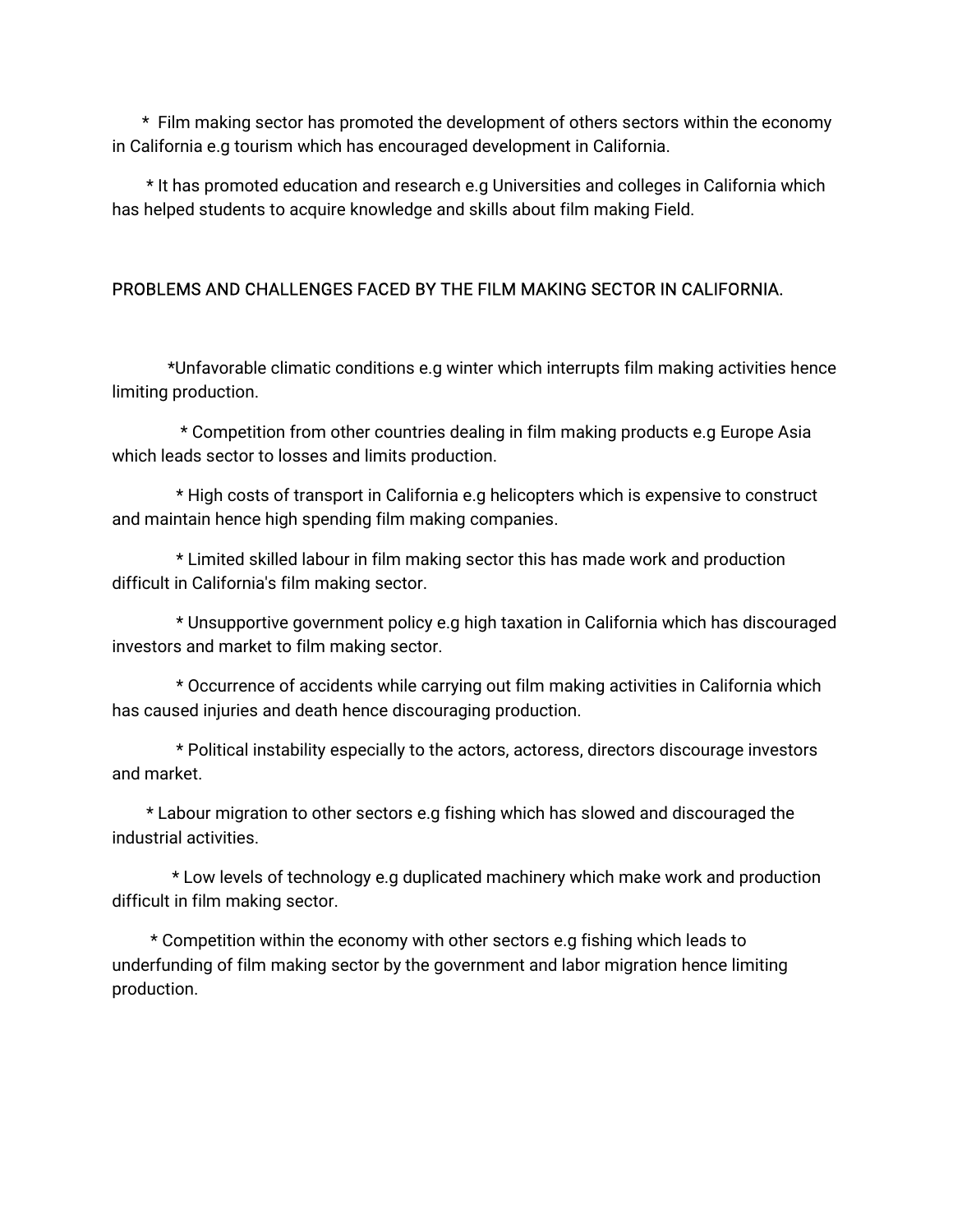* Film making sector has promoted the development of others sectors within the economy in California e.g tourism which has encouraged development in California.

* It has promoted education and research e.g Universities and colleges in California which has helped students to acquire knowledge and skills about film making Field.

## PROBLEMS AND CHALLENGES FACED BY THE FILM MAKING SECTOR IN CALIFORNIA.

*Unfavorable climatic conditions e.g winter which interrupts film making activities hence limiting production.

* Competition from other countries dealing in film making products e.g Europe Asia which leads sector to losses and limits production.

* High costs of transport in California e.g helicopters which is expensive to construct and maintain hence high spending film making companies.

* Limited skilled labour in film making sector this has made work and production difficult in California's film making sector.

* Unsupportive government policy e.g high taxation in California which has discouraged investors and market to film making sector.

* Occurrence of accidents while carrying out film making activities in California which has caused injuries and death hence discouraging production.

* Political instability especially to the actors, actoress, directors discourage investors and market.

* Labour migration to other sectors e.g fishing which has slowed and discouraged the industrial activities.

* Low levels of technology e.g duplicated machinery which make work and production difficult in film making sector.

* Competition within the economy with other sectors e.g fishing which leads to underfunding of film making sector by the government and labor migration hence limiting production.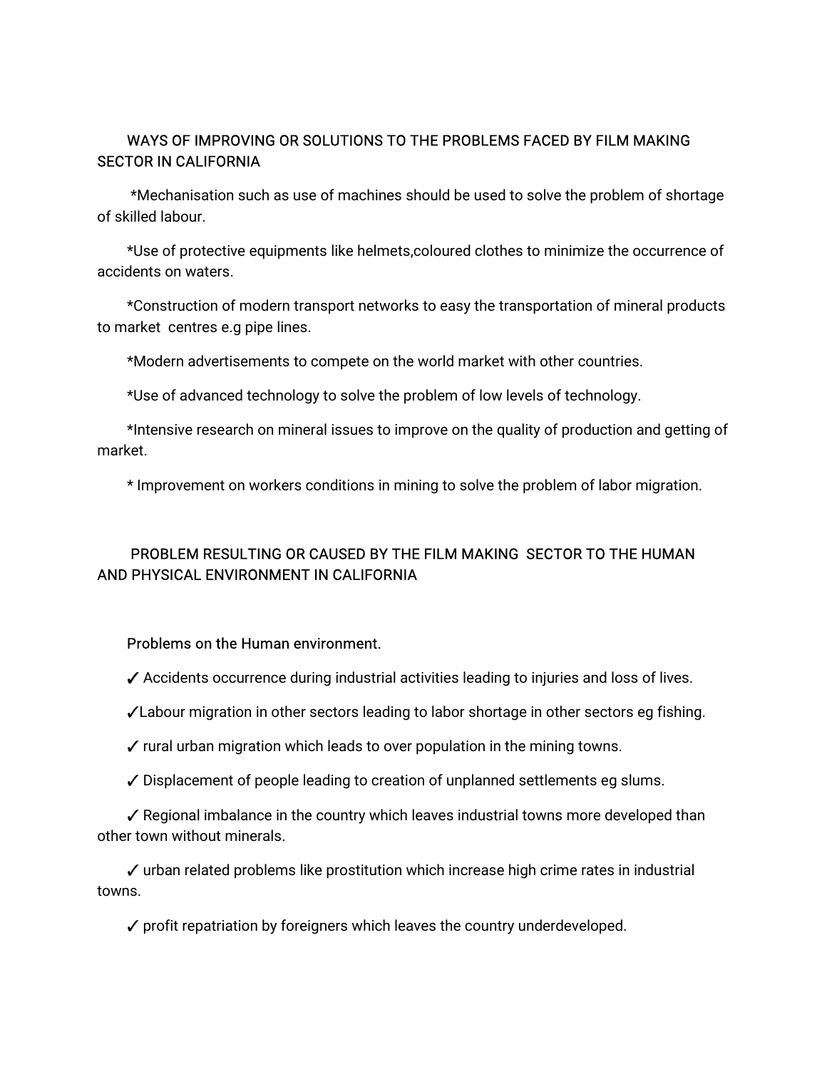## WAYS OF IMPROVING OR SOLUTIONS TO THE PROBLEMS FACED BY FILM MAKING SECTOR IN CALIFORNIA

*Mechanisation such as use of machines should be used to solve the problem of shortage of skilled labour.

*Use of protective equipments like helmets,coloured clothes to minimize the occurrence of accidents on waters.

*Construction of modern transport networks to easy the transportation of mineral products to market  centres e.g pipe lines.

*Modern advertisements to compete on the world market with other countries.

*Use of advanced technology to solve the problem of low levels of technology.

*Intensive research on mineral issues to improve on the quality of production and getting of market.

* Improvement on workers conditions in mining to solve the problem of labor migration.

## PROBLEM RESULTING OR CAUSED BY THE FILM MAKING  SECTOR TO THE HUMAN AND PHYSICAL ENVIRONMENT IN CALIFORNIA

### Problems on the Human environment.

✓ Accidents occurrence during industrial activities leading to injuries and loss of lives.

✓Labour migration in other sectors leading to labor shortage in other sectors eg fishing.

✓ rural urban migration which leads to over population in the mining towns.

✓ Displacement of people leading to creation of unplanned settlements eg slums.

✓ Regional imbalance in the country which leaves industrial towns more developed than other town without minerals.

✓ urban related problems like prostitution which increase high crime rates in industrial towns.

✓ profit repatriation by foreigners which leaves the country underdeveloped.